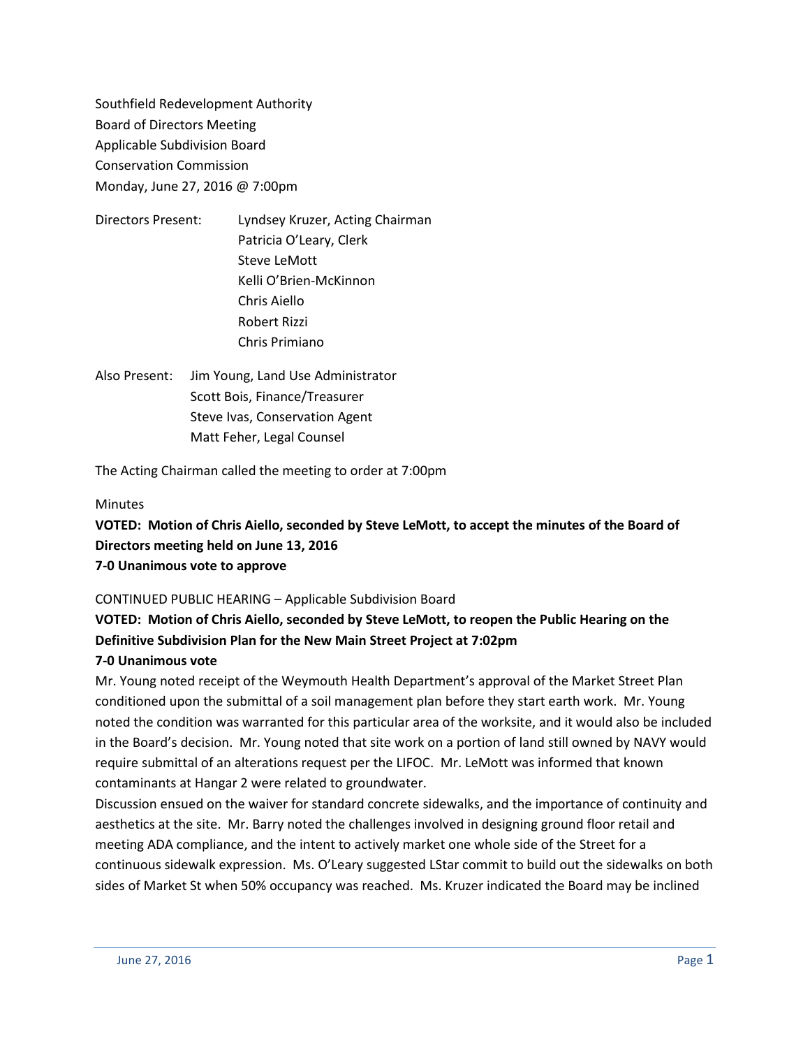Southfield Redevelopment Authority
Board of Directors Meeting
Applicable Subdivision Board
Conservation Commission
Monday, June 27, 2016 @ 7:00pm

Directors Present: Lyndsey Kruzer, Acting Chairman
Patricia O'Leary, Clerk
Steve LeMott
Kelli O'Brien-McKinnon
Chris Aiello
Robert Rizzi
Chris Primiano

Also Present: Jim Young, Land Use Administrator
Scott Bois, Finance/Treasurer
Steve Ivas, Conservation Agent
Matt Feher, Legal Counsel

The Acting Chairman called the meeting to order at 7:00pm

Minutes

**VOTED: Motion of Chris Aiello, seconded by Steve LeMott, to accept the minutes of the Board of Directors meeting held on June 13, 2016**
**7-0 Unanimous vote to approve**

CONTINUED PUBLIC HEARING – Applicable Subdivision Board

**VOTED: Motion of Chris Aiello, seconded by Steve LeMott, to reopen the Public Hearing on the Definitive Subdivision Plan for the New Main Street Project at 7:02pm**
**7-0 Unanimous vote**

Mr. Young noted receipt of the Weymouth Health Department's approval of the Market Street Plan conditioned upon the submittal of a soil management plan before they start earth work. Mr. Young noted the condition was warranted for this particular area of the worksite, and it would also be included in the Board's decision. Mr. Young noted that site work on a portion of land still owned by NAVY would require submittal of an alterations request per the LIFOC. Mr. LeMott was informed that known contaminants at Hangar 2 were related to groundwater.

Discussion ensued on the waiver for standard concrete sidewalks, and the importance of continuity and aesthetics at the site. Mr. Barry noted the challenges involved in designing ground floor retail and meeting ADA compliance, and the intent to actively market one whole side of the Street for a continuous sidewalk expression. Ms. O'Leary suggested LStar commit to build out the sidewalks on both sides of Market St when 50% occupancy was reached. Ms. Kruzer indicated the Board may be inclined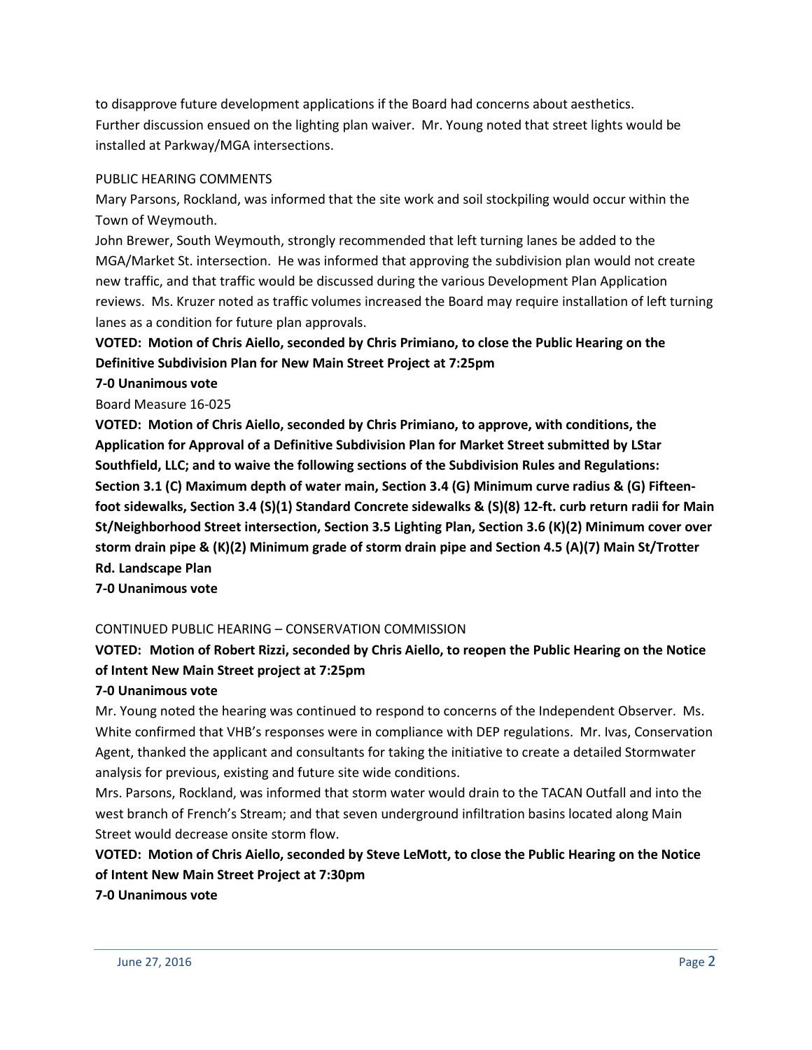to disapprove future development applications if the Board had concerns about aesthetics.
Further discussion ensued on the lighting plan waiver. Mr. Young noted that street lights would be installed at Parkway/MGA intersections.

PUBLIC HEARING COMMENTS

Mary Parsons, Rockland, was informed that the site work and soil stockpiling would occur within the Town of Weymouth.

John Brewer, South Weymouth, strongly recommended that left turning lanes be added to the MGA/Market St. intersection. He was informed that approving the subdivision plan would not create new traffic, and that traffic would be discussed during the various Development Plan Application reviews. Ms. Kruzer noted as traffic volumes increased the Board may require installation of left turning lanes as a condition for future plan approvals.

**VOTED: Motion of Chris Aiello, seconded by Chris Primiano, to close the Public Hearing on the Definitive Subdivision Plan for New Main Street Project at 7:25pm**

**7-0 Unanimous vote**

Board Measure 16-025

**VOTED: Motion of Chris Aiello, seconded by Chris Primiano, to approve, with conditions, the Application for Approval of a Definitive Subdivision Plan for Market Street submitted by LStar Southfield, LLC; and to waive the following sections of the Subdivision Rules and Regulations: Section 3.1 (C) Maximum depth of water main, Section 3.4 (G) Minimum curve radius & (G) Fifteen-foot sidewalks, Section 3.4 (S)(1) Standard Concrete sidewalks & (S)(8) 12-ft. curb return radii for Main St/Neighborhood Street intersection, Section 3.5 Lighting Plan, Section 3.6 (K)(2) Minimum cover over storm drain pipe & (K)(2) Minimum grade of storm drain pipe and Section 4.5 (A)(7) Main St/Trotter Rd. Landscape Plan**

**7-0 Unanimous vote**

CONTINUED PUBLIC HEARING – CONSERVATION COMMISSION

**VOTED: Motion of Robert Rizzi, seconded by Chris Aiello, to reopen the Public Hearing on the Notice of Intent New Main Street project at 7:25pm**

**7-0 Unanimous vote**

Mr. Young noted the hearing was continued to respond to concerns of the Independent Observer. Ms. White confirmed that VHB's responses were in compliance with DEP regulations. Mr. Ivas, Conservation Agent, thanked the applicant and consultants for taking the initiative to create a detailed Stormwater analysis for previous, existing and future site wide conditions.

Mrs. Parsons, Rockland, was informed that storm water would drain to the TACAN Outfall and into the west branch of French's Stream; and that seven underground infiltration basins located along Main Street would decrease onsite storm flow.

**VOTED: Motion of Chris Aiello, seconded by Steve LeMott, to close the Public Hearing on the Notice of Intent New Main Street Project at 7:30pm**

**7-0 Unanimous vote**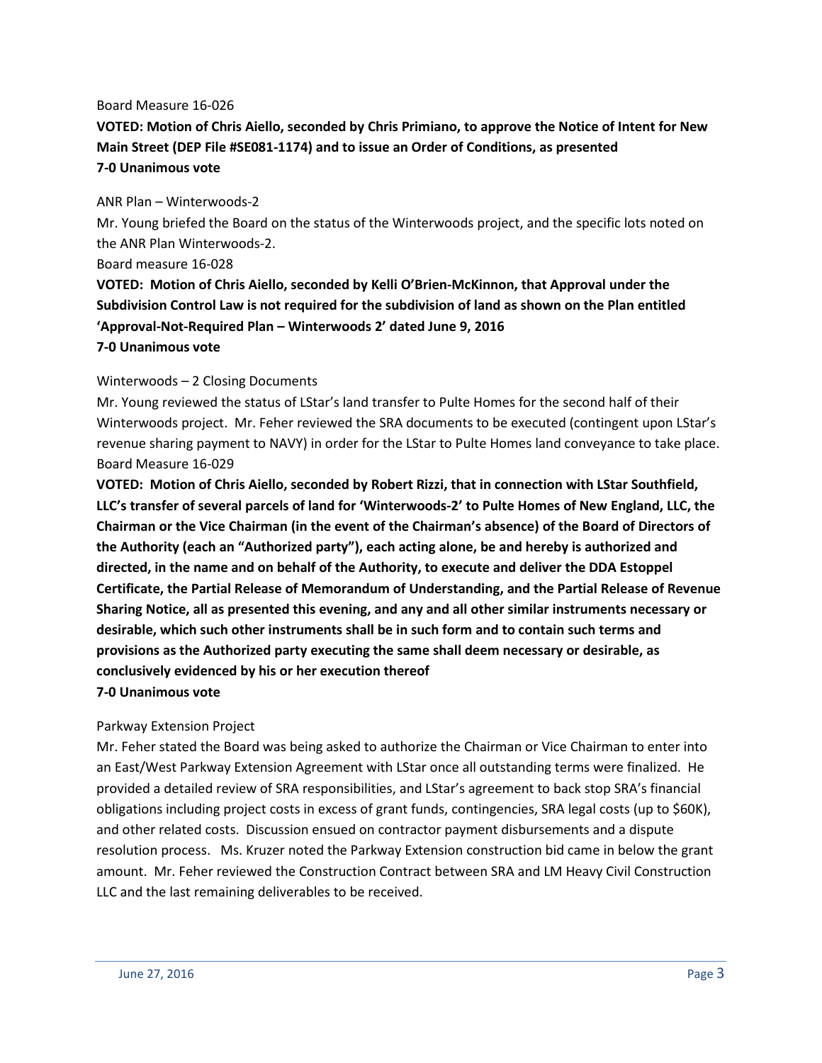Board Measure 16-026

**VOTED: Motion of Chris Aiello, seconded by Chris Primiano, to approve the Notice of Intent for New Main Street (DEP File #SE081-1174) and to issue an Order of Conditions, as presented**
**7-0 Unanimous vote**

ANR Plan – Winterwoods-2

Mr. Young briefed the Board on the status of the Winterwoods project, and the specific lots noted on the ANR Plan Winterwoods-2.

Board measure 16-028

**VOTED: Motion of Chris Aiello, seconded by Kelli O'Brien-McKinnon, that Approval under the Subdivision Control Law is not required for the subdivision of land as shown on the Plan entitled 'Approval-Not-Required Plan – Winterwoods 2' dated June 9, 2016**
**7-0 Unanimous vote**

Winterwoods – 2 Closing Documents

Mr. Young reviewed the status of LStar's land transfer to Pulte Homes for the second half of their Winterwoods project. Mr. Feher reviewed the SRA documents to be executed (contingent upon LStar's revenue sharing payment to NAVY) in order for the LStar to Pulte Homes land conveyance to take place.

Board Measure 16-029

**VOTED: Motion of Chris Aiello, seconded by Robert Rizzi, that in connection with LStar Southfield, LLC's transfer of several parcels of land for 'Winterwoods-2' to Pulte Homes of New England, LLC, the Chairman or the Vice Chairman (in the event of the Chairman's absence) of the Board of Directors of the Authority (each an "Authorized party"), each acting alone, be and hereby is authorized and directed, in the name and on behalf of the Authority, to execute and deliver the DDA Estoppel Certificate, the Partial Release of Memorandum of Understanding, and the Partial Release of Revenue Sharing Notice, all as presented this evening, and any and all other similar instruments necessary or desirable, which such other instruments shall be in such form and to contain such terms and provisions as the Authorized party executing the same shall deem necessary or desirable, as conclusively evidenced by his or her execution thereof**
**7-0 Unanimous vote**

Parkway Extension Project

Mr. Feher stated the Board was being asked to authorize the Chairman or Vice Chairman to enter into an East/West Parkway Extension Agreement with LStar once all outstanding terms were finalized. He provided a detailed review of SRA responsibilities, and LStar's agreement to back stop SRA's financial obligations including project costs in excess of grant funds, contingencies, SRA legal costs (up to $60K), and other related costs. Discussion ensued on contractor payment disbursements and a dispute resolution process. Ms. Kruzer noted the Parkway Extension construction bid came in below the grant amount. Mr. Feher reviewed the Construction Contract between SRA and LM Heavy Civil Construction LLC and the last remaining deliverables to be received.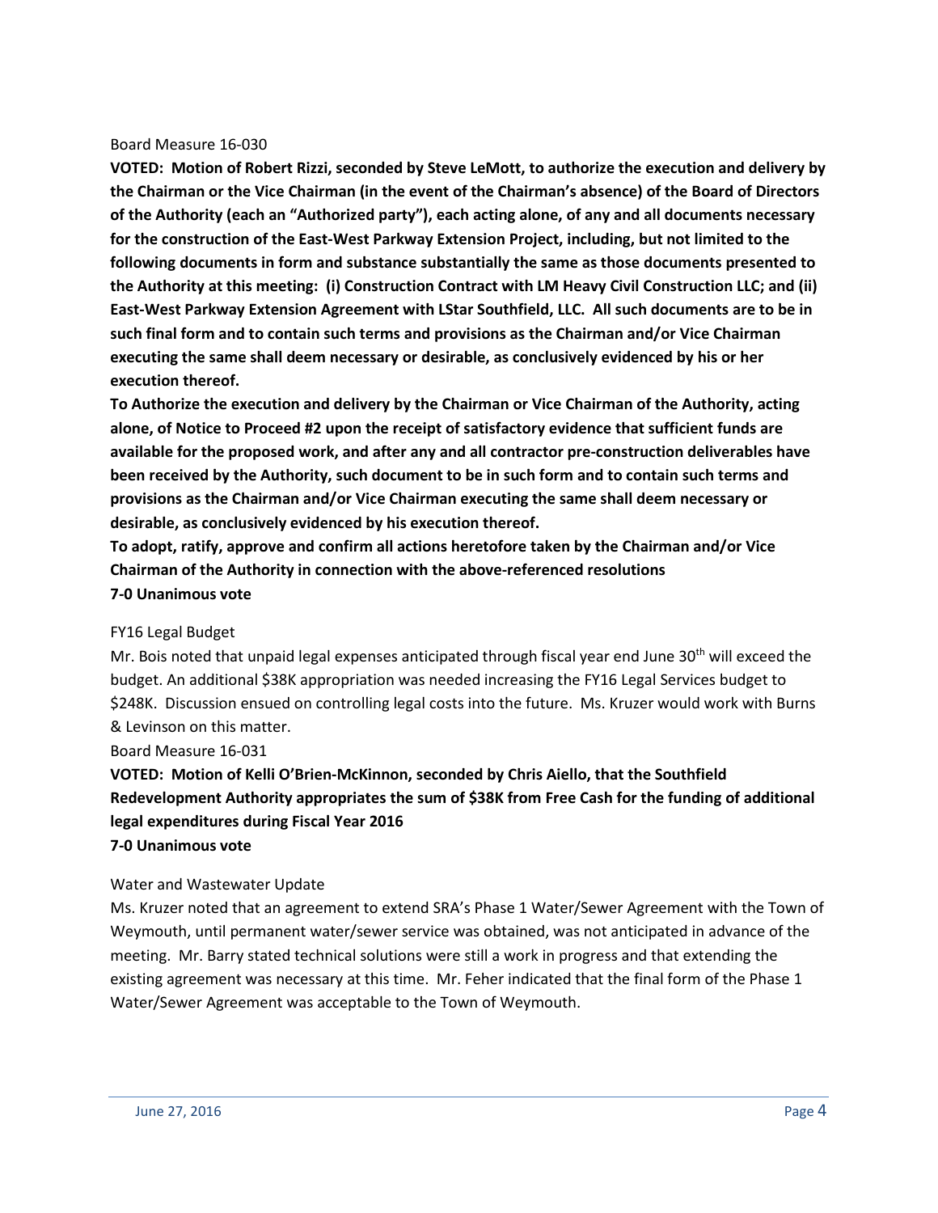Board Measure 16-030

**VOTED: Motion of Robert Rizzi, seconded by Steve LeMott, to authorize the execution and delivery by the Chairman or the Vice Chairman (in the event of the Chairman's absence) of the Board of Directors of the Authority (each an "Authorized party"), each acting alone, of any and all documents necessary for the construction of the East-West Parkway Extension Project, including, but not limited to the following documents in form and substance substantially the same as those documents presented to the Authority at this meeting: (i) Construction Contract with LM Heavy Civil Construction LLC; and (ii) East-West Parkway Extension Agreement with LStar Southfield, LLC. All such documents are to be in such final form and to contain such terms and provisions as the Chairman and/or Vice Chairman executing the same shall deem necessary or desirable, as conclusively evidenced by his or her execution thereof.**

**To Authorize the execution and delivery by the Chairman or Vice Chairman of the Authority, acting alone, of Notice to Proceed #2 upon the receipt of satisfactory evidence that sufficient funds are available for the proposed work, and after any and all contractor pre-construction deliverables have been received by the Authority, such document to be in such form and to contain such terms and provisions as the Chairman and/or Vice Chairman executing the same shall deem necessary or desirable, as conclusively evidenced by his execution thereof.**

**To adopt, ratify, approve and confirm all actions heretofore taken by the Chairman and/or Vice Chairman of the Authority in connection with the above-referenced resolutions**

**7-0 Unanimous vote**

FY16 Legal Budget

Mr. Bois noted that unpaid legal expenses anticipated through fiscal year end June 30th will exceed the budget. An additional \$38K appropriation was needed increasing the FY16 Legal Services budget to \$248K. Discussion ensued on controlling legal costs into the future. Ms. Kruzer would work with Burns & Levinson on this matter.

Board Measure 16-031

**VOTED: Motion of Kelli O'Brien-McKinnon, seconded by Chris Aiello, that the Southfield Redevelopment Authority appropriates the sum of \$38K from Free Cash for the funding of additional legal expenditures during Fiscal Year 2016**

**7-0 Unanimous vote**

Water and Wastewater Update

Ms. Kruzer noted that an agreement to extend SRA's Phase 1 Water/Sewer Agreement with the Town of Weymouth, until permanent water/sewer service was obtained, was not anticipated in advance of the meeting. Mr. Barry stated technical solutions were still a work in progress and that extending the existing agreement was necessary at this time. Mr. Feher indicated that the final form of the Phase 1 Water/Sewer Agreement was acceptable to the Town of Weymouth.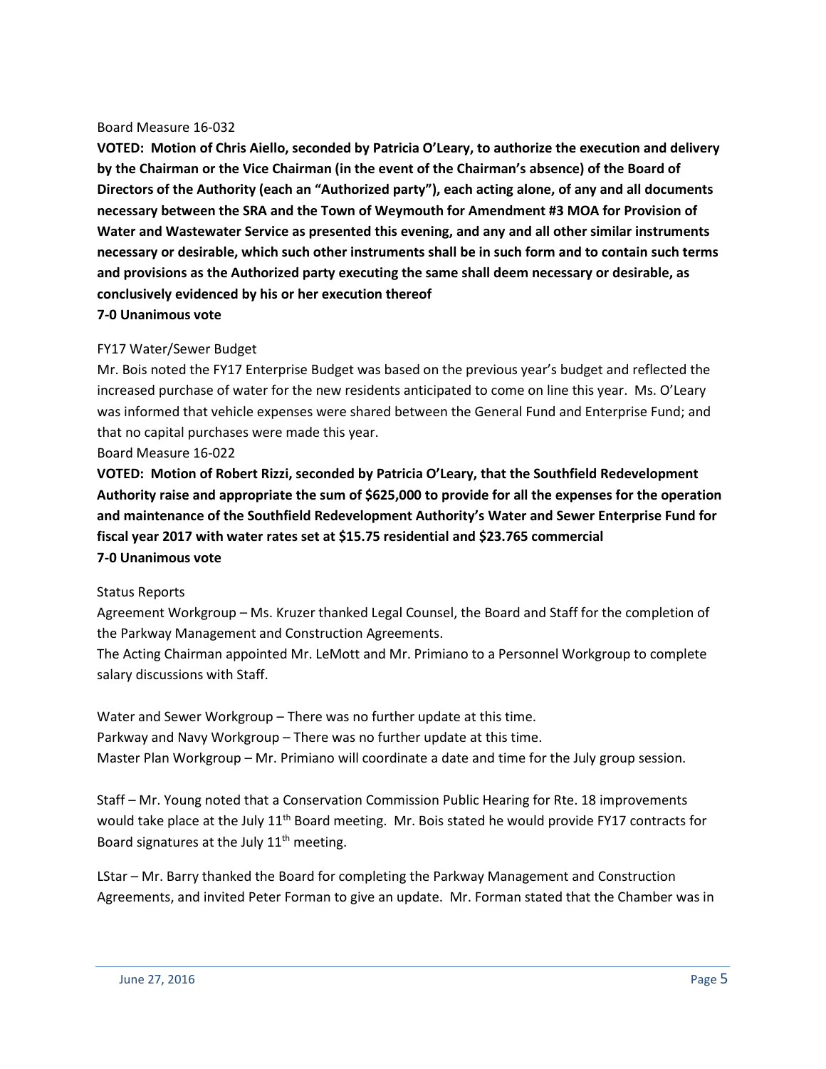Board Measure 16-032

**VOTED: Motion of Chris Aiello, seconded by Patricia O'Leary, to authorize the execution and delivery by the Chairman or the Vice Chairman (in the event of the Chairman's absence) of the Board of Directors of the Authority (each an "Authorized party"), each acting alone, of any and all documents necessary between the SRA and the Town of Weymouth for Amendment #3 MOA for Provision of Water and Wastewater Service as presented this evening, and any and all other similar instruments necessary or desirable, which such other instruments shall be in such form and to contain such terms and provisions as the Authorized party executing the same shall deem necessary or desirable, as conclusively evidenced by his or her execution thereof**

**7-0 Unanimous vote**

FY17 Water/Sewer Budget

Mr. Bois noted the FY17 Enterprise Budget was based on the previous year's budget and reflected the increased purchase of water for the new residents anticipated to come on line this year. Ms. O'Leary was informed that vehicle expenses were shared between the General Fund and Enterprise Fund; and that no capital purchases were made this year.

Board Measure 16-022

**VOTED: Motion of Robert Rizzi, seconded by Patricia O'Leary, that the Southfield Redevelopment Authority raise and appropriate the sum of $625,000 to provide for all the expenses for the operation and maintenance of the Southfield Redevelopment Authority's Water and Sewer Enterprise Fund for fiscal year 2017 with water rates set at $15.75 residential and $23.765 commercial**

**7-0 Unanimous vote**

Status Reports

Agreement Workgroup – Ms. Kruzer thanked Legal Counsel, the Board and Staff for the completion of the Parkway Management and Construction Agreements.

The Acting Chairman appointed Mr. LeMott and Mr. Primiano to a Personnel Workgroup to complete salary discussions with Staff.

Water and Sewer Workgroup – There was no further update at this time.

Parkway and Navy Workgroup – There was no further update at this time.

Master Plan Workgroup – Mr. Primiano will coordinate a date and time for the July group session.

Staff – Mr. Young noted that a Conservation Commission Public Hearing for Rte. 18 improvements would take place at the July 11th Board meeting. Mr. Bois stated he would provide FY17 contracts for Board signatures at the July 11th meeting.

LStar – Mr. Barry thanked the Board for completing the Parkway Management and Construction Agreements, and invited Peter Forman to give an update. Mr. Forman stated that the Chamber was in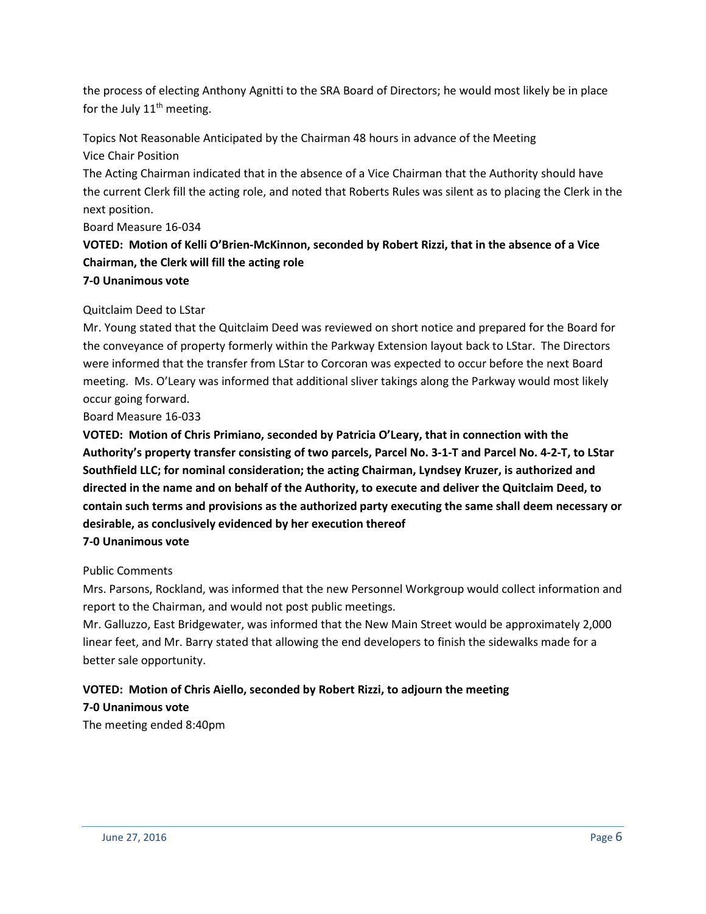the process of electing Anthony Agnitti to the SRA Board of Directors; he would most likely be in place for the July 11th meeting.

Topics Not Reasonable Anticipated by the Chairman 48 hours in advance of the Meeting
Vice Chair Position
The Acting Chairman indicated that in the absence of a Vice Chairman that the Authority should have the current Clerk fill the acting role, and noted that Roberts Rules was silent as to placing the Clerk in the next position.
Board Measure 16-034
**VOTED: Motion of Kelli O'Brien-McKinnon, seconded by Robert Rizzi, that in the absence of a Vice Chairman, the Clerk will fill the acting role**
**7-0 Unanimous vote**

Quitclaim Deed to LStar
Mr. Young stated that the Quitclaim Deed was reviewed on short notice and prepared for the Board for the conveyance of property formerly within the Parkway Extension layout back to LStar. The Directors were informed that the transfer from LStar to Corcoran was expected to occur before the next Board meeting. Ms. O'Leary was informed that additional sliver takings along the Parkway would most likely occur going forward.
Board Measure 16-033
**VOTED: Motion of Chris Primiano, seconded by Patricia O'Leary, that in connection with the Authority's property transfer consisting of two parcels, Parcel No. 3-1-T and Parcel No. 4-2-T, to LStar Southfield LLC; for nominal consideration; the acting Chairman, Lyndsey Kruzer, is authorized and directed in the name and on behalf of the Authority, to execute and deliver the Quitclaim Deed, to contain such terms and provisions as the authorized party executing the same shall deem necessary or desirable, as conclusively evidenced by her execution thereof**
**7-0 Unanimous vote**

Public Comments
Mrs. Parsons, Rockland, was informed that the new Personnel Workgroup would collect information and report to the Chairman, and would not post public meetings.
Mr. Galluzzo, East Bridgewater, was informed that the New Main Street would be approximately 2,000 linear feet, and Mr. Barry stated that allowing the end developers to finish the sidewalks made for a better sale opportunity.

**VOTED: Motion of Chris Aiello, seconded by Robert Rizzi, to adjourn the meeting**
**7-0 Unanimous vote**
The meeting ended 8:40pm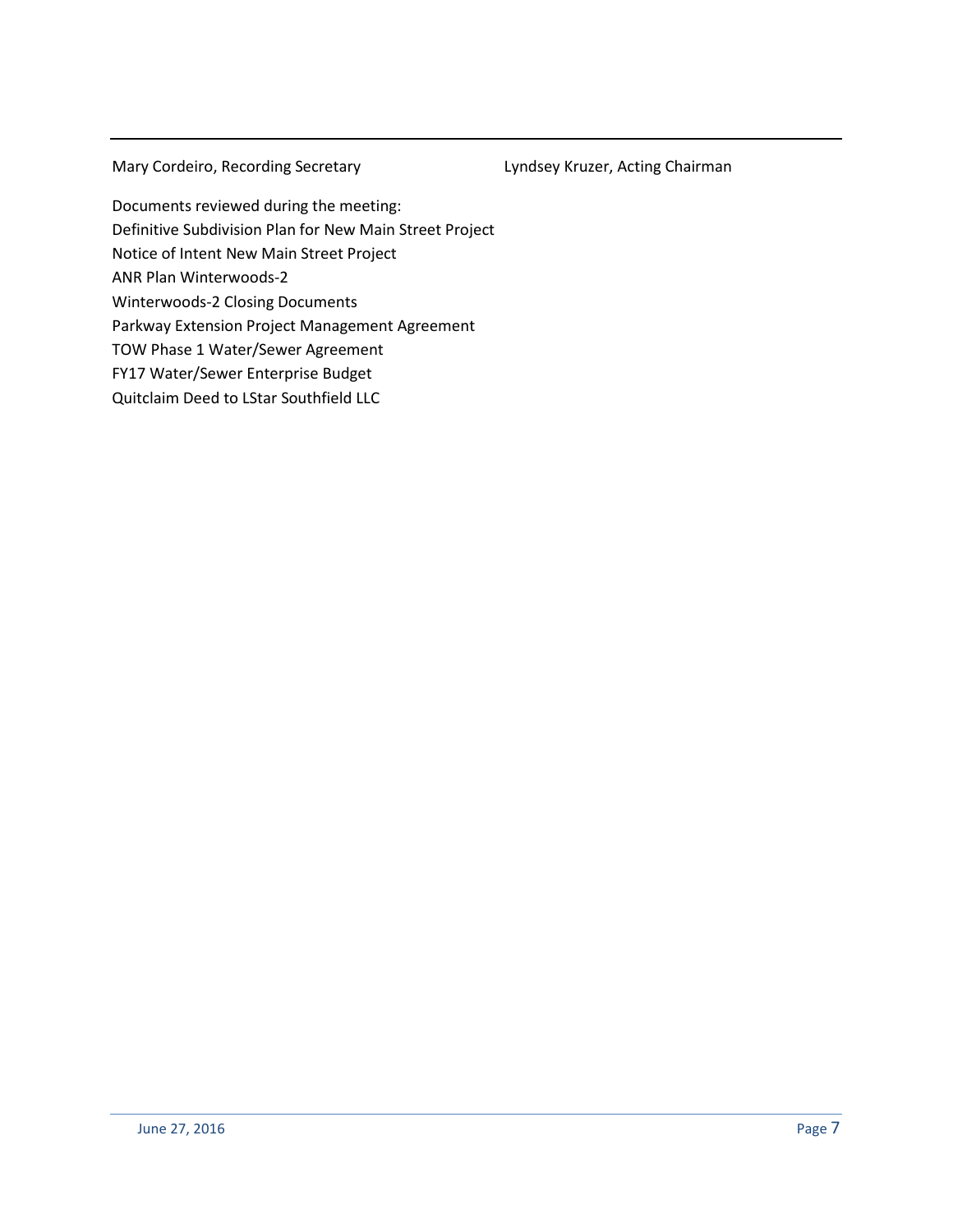---

Mary Cordeiro, Recording Secretary

Lyndsey Kruzer, Acting Chairman

Documents reviewed during the meeting:
Definitive Subdivision Plan for New Main Street Project
Notice of Intent New Main Street Project
ANR Plan Winterwoods-2
Winterwoods-2 Closing Documents
Parkway Extension Project Management Agreement
TOW Phase 1 Water/Sewer Agreement
FY17 Water/Sewer Enterprise Budget
Quitclaim Deed to LStar Southfield LLC